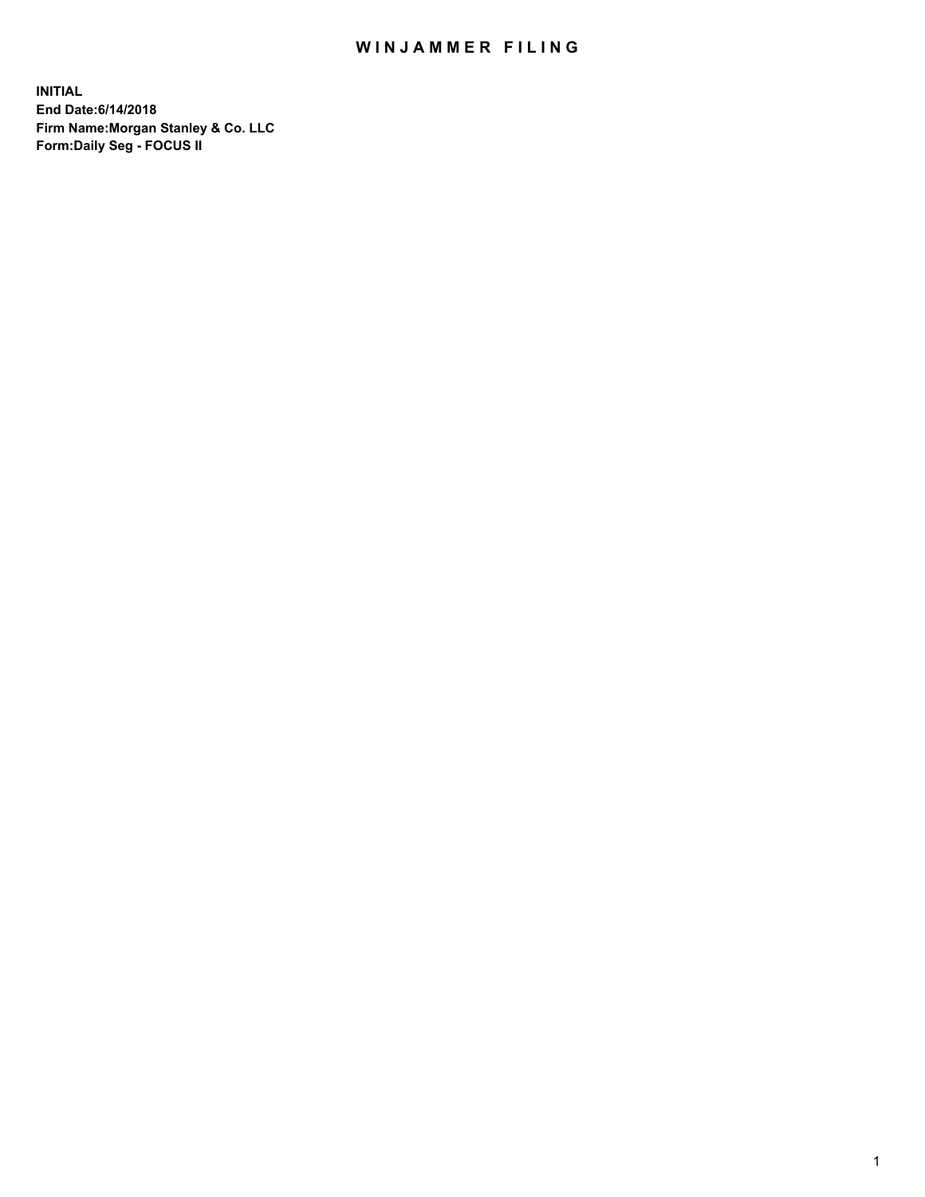# WINJAMMER FILING

**INITIAL**
**End Date:6/14/2018**
**Firm Name:Morgan Stanley & Co. LLC**
**Form:Daily Seg - FOCUS II**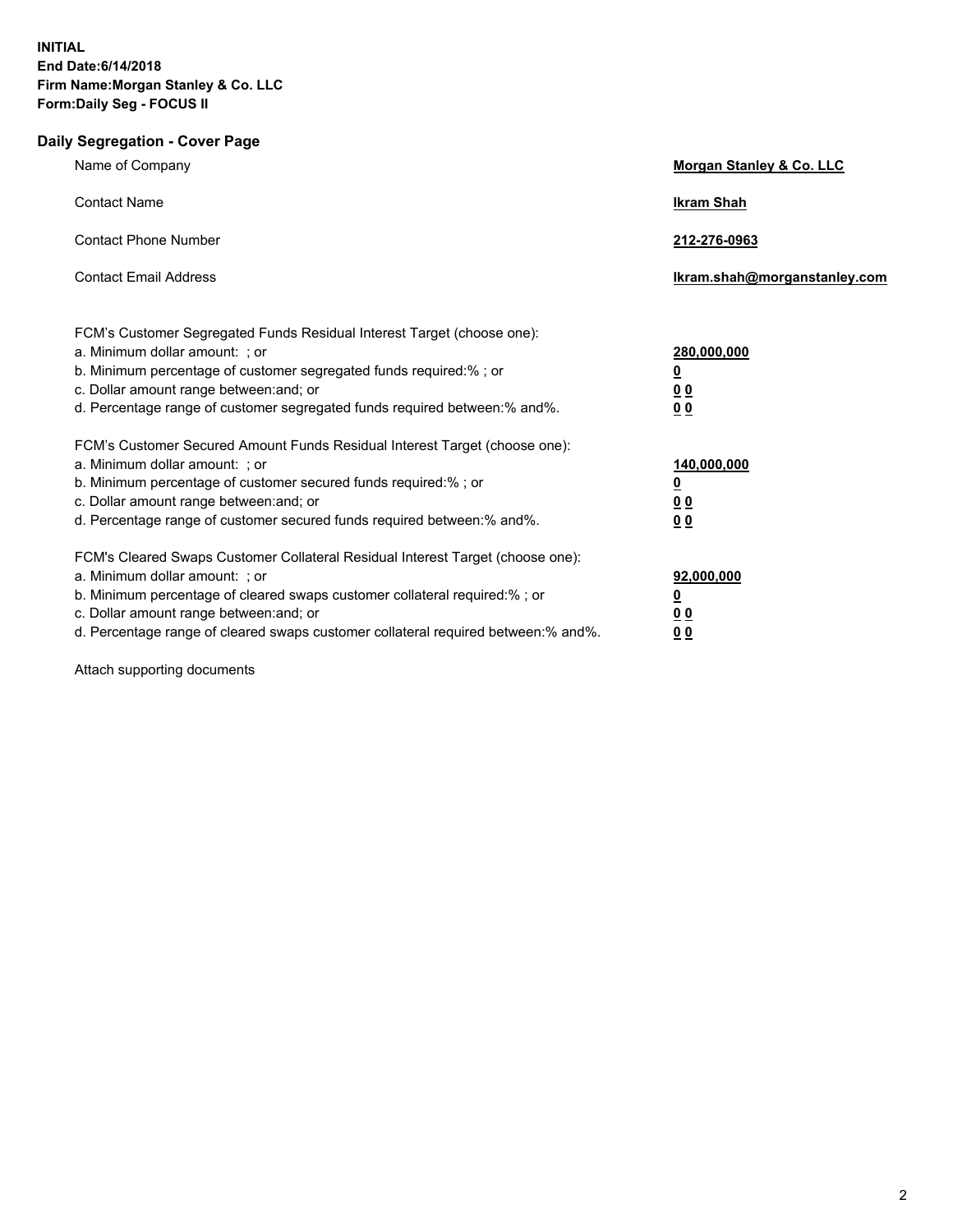**INITIAL**
**End Date:6/14/2018**
**Firm Name:Morgan Stanley & Co. LLC**
**Form:Daily Seg - FOCUS II**

## Daily Segregation - Cover Page

| | |
|---|---|
| Name of Company | **Morgan Stanley & Co. LLC** |
| Contact Name | **Ikram Shah** |
| Contact Phone Number | **212-276-0963** |
| Contact Email Address | **Ikram.shah@morganstanley.com** |

| | |
|---|---|
| FCM's Customer Segregated Funds Residual Interest Target (choose one): | |
| a. Minimum dollar amount: ; or | **280,000,000** |
| b. Minimum percentage of customer segregated funds required:% ; or | **0** |
| c. Dollar amount range between:and; or | **0 0** |
| d. Percentage range of customer segregated funds required between:% and%. | **0 0** |
| FCM's Customer Secured Amount Funds Residual Interest Target (choose one): | |
| a. Minimum dollar amount: ; or | **140,000,000** |
| b. Minimum percentage of customer secured funds required:% ; or | **0** |
| c. Dollar amount range between:and; or | **0 0** |
| d. Percentage range of customer secured funds required between:% and%. | **0 0** |
| FCM's Cleared Swaps Customer Collateral Residual Interest Target (choose one): | |
| a. Minimum dollar amount: ; or | **92,000,000** |
| b. Minimum percentage of cleared swaps customer collateral required:% ; or | **0** |
| c. Dollar amount range between:and; or | **0 0** |
| d. Percentage range of cleared swaps customer collateral required between:% and%. | **0 0** |

Attach supporting documents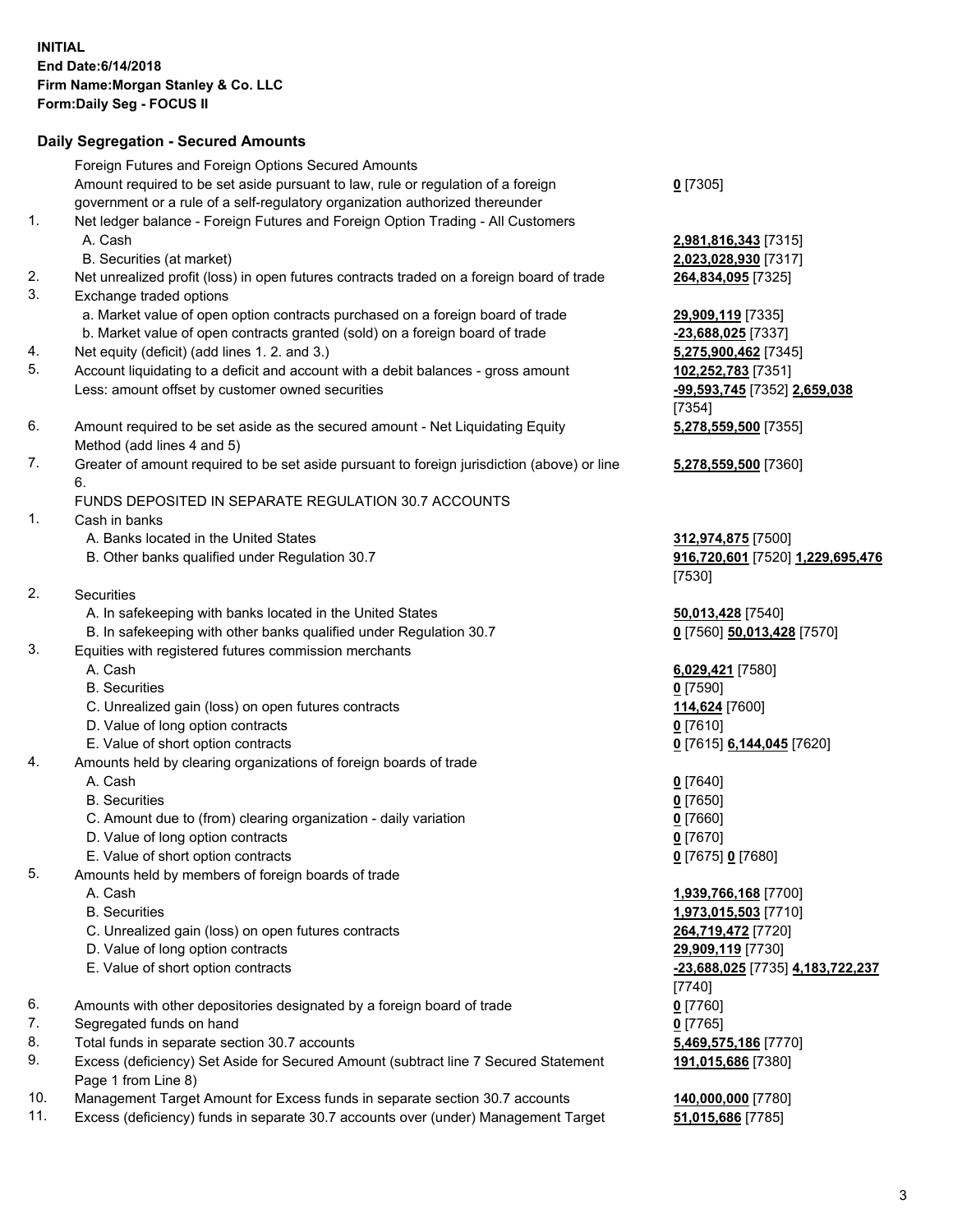**INITIAL**
**End Date:6/14/2018**
**Firm Name:Morgan Stanley & Co. LLC**
**Form:Daily Seg - FOCUS II**

## Daily Segregation - Secured Amounts

| | | |
|---|---|---|
| | Foreign Futures and Foreign Options Secured Amounts | |
| | Amount required to be set aside pursuant to law, rule or regulation of a foreign government or a rule of a self-regulatory organization authorized thereunder | **0** [7305] |
| 1. | Net ledger balance - Foreign Futures and Foreign Option Trading - All Customers | |
| | A. Cash | **2,981,816,343** [7315] |
| | B. Securities (at market) | **2,023,028,930** [7317] |
| 2. | Net unrealized profit (loss) in open futures contracts traded on a foreign board of trade | **264,834,095** [7325] |
| 3. | Exchange traded options | |
| | a. Market value of open option contracts purchased on a foreign board of trade | **29,909,119** [7335] |
| | b. Market value of open contracts granted (sold) on a foreign board of trade | **-23,688,025** [7337] |
| 4. | Net equity (deficit) (add lines 1. 2. and 3.) | **5,275,900,462** [7345] |
| 5. | Account liquidating to a deficit and account with a debit balances - gross amount | **102,252,783** [7351] |
| | Less: amount offset by customer owned securities | **-99,593,745** [7352] **2,659,038** [7354] |
| 6. | Amount required to be set aside as the secured amount - Net Liquidating Equity Method (add lines 4 and 5) | **5,278,559,500** [7355] |
| 7. | Greater of amount required to be set aside pursuant to foreign jurisdiction (above) or line 6. | **5,278,559,500** [7360] |
| | FUNDS DEPOSITED IN SEPARATE REGULATION 30.7 ACCOUNTS | |
| 1. | Cash in banks | |
| | A. Banks located in the United States | **312,974,875** [7500] |
| | B. Other banks qualified under Regulation 30.7 | **916,720,601** [7520] **1,229,695,476** [7530] |
| 2. | Securities | |
| | A. In safekeeping with banks located in the United States | **50,013,428** [7540] |
| | B. In safekeeping with other banks qualified under Regulation 30.7 | **0** [7560] **50,013,428** [7570] |
| 3. | Equities with registered futures commission merchants | |
| | A. Cash | **6,029,421** [7580] |
| | B. Securities | **0** [7590] |
| | C. Unrealized gain (loss) on open futures contracts | **114,624** [7600] |
| | D. Value of long option contracts | **0** [7610] |
| | E. Value of short option contracts | **0** [7615] **6,144,045** [7620] |
| 4. | Amounts held by clearing organizations of foreign boards of trade | |
| | A. Cash | **0** [7640] |
| | B. Securities | **0** [7650] |
| | C. Amount due to (from) clearing organization - daily variation | **0** [7660] |
| | D. Value of long option contracts | **0** [7670] |
| | E. Value of short option contracts | **0** [7675] **0** [7680] |
| 5. | Amounts held by members of foreign boards of trade | |
| | A. Cash | **1,939,766,168** [7700] |
| | B. Securities | **1,973,015,503** [7710] |
| | C. Unrealized gain (loss) on open futures contracts | **264,719,472** [7720] |
| | D. Value of long option contracts | **29,909,119** [7730] |
| | E. Value of short option contracts | **-23,688,025** [7735] **4,183,722,237** [7740] |
| 6. | Amounts with other depositories designated by a foreign board of trade | **0** [7760] |
| 7. | Segregated funds on hand | **0** [7765] |
| 8. | Total funds in separate section 30.7 accounts | **5,469,575,186** [7770] |
| 9. | Excess (deficiency) Set Aside for Secured Amount (subtract line 7 Secured Statement Page 1 from Line 8) | **191,015,686** [7380] |
| 10. | Management Target Amount for Excess funds in separate section 30.7 accounts | **140,000,000** [7780] |
| 11. | Excess (deficiency) funds in separate 30.7 accounts over (under) Management Target | **51,015,686** [7785] |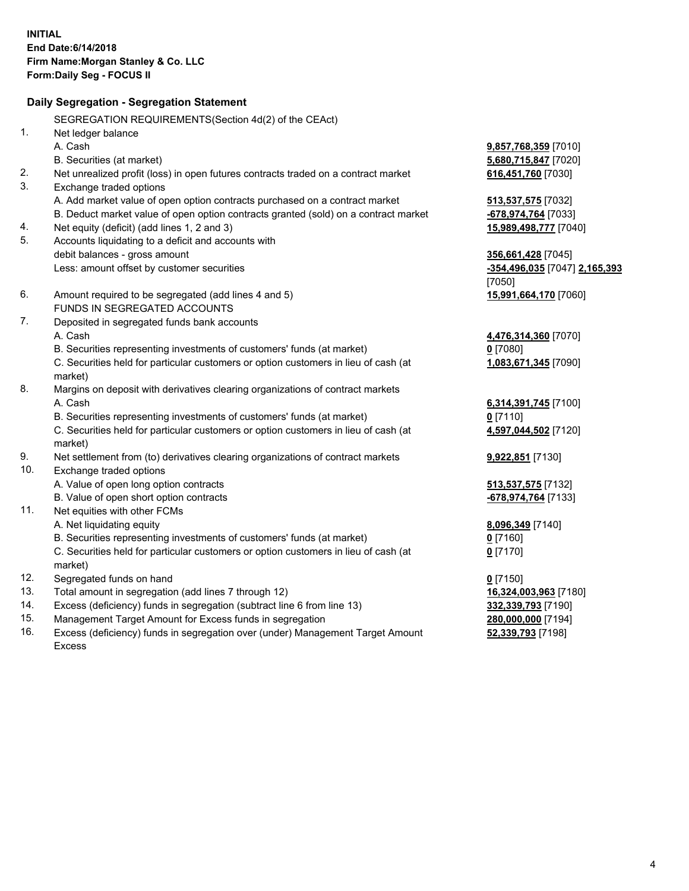**INITIAL**
**End Date:6/14/2018**
**Firm Name:Morgan Stanley & Co. LLC**
**Form:Daily Seg - FOCUS II**

## Daily Segregation - Segregation Statement

| | | |
|---|---|---|
| | SEGREGATION REQUIREMENTS(Section 4d(2) of the CEAct) | |
| 1. | Net ledger balance | |
| | A. Cash | **9,857,768,359** [7010] |
| | B. Securities (at market) | **5,680,715,847** [7020] |
| 2. | Net unrealized profit (loss) in open futures contracts traded on a contract market | **616,451,760** [7030] |
| 3. | Exchange traded options | |
| | A. Add market value of open option contracts purchased on a contract market | **513,537,575** [7032] |
| | B. Deduct market value of open option contracts granted (sold) on a contract market | **-678,974,764** [7033] |
| 4. | Net equity (deficit) (add lines 1, 2 and 3) | **15,989,498,777** [7040] |
| 5. | Accounts liquidating to a deficit and accounts with debit balances - gross amount | **356,661,428** [7045] |
| | Less: amount offset by customer securities | **-354,496,035** [7047] **2,165,393** [7050] |
| 6. | Amount required to be segregated (add lines 4 and 5) | **15,991,664,170** [7060] |
| | FUNDS IN SEGREGATED ACCOUNTS | |
| 7. | Deposited in segregated funds bank accounts | |
| | A. Cash | **4,476,314,360** [7070] |
| | B. Securities representing investments of customers' funds (at market) | **0** [7080] |
| | C. Securities held for particular customers or option customers in lieu of cash (at market) | **1,083,671,345** [7090] |
| 8. | Margins on deposit with derivatives clearing organizations of contract markets | |
| | A. Cash | **6,314,391,745** [7100] |
| | B. Securities representing investments of customers' funds (at market) | **0** [7110] |
| | C. Securities held for particular customers or option customers in lieu of cash (at market) | **4,597,044,502** [7120] |
| 9. | Net settlement from (to) derivatives clearing organizations of contract markets | **9,922,851** [7130] |
| 10. | Exchange traded options | |
| | A. Value of open long option contracts | **513,537,575** [7132] |
| | B. Value of open short option contracts | **-678,974,764** [7133] |
| 11. | Net equities with other FCMs | |
| | A. Net liquidating equity | **8,096,349** [7140] |
| | B. Securities representing investments of customers' funds (at market) | **0** [7160] |
| | C. Securities held for particular customers or option customers in lieu of cash (at market) | **0** [7170] |
| 12. | Segregated funds on hand | **0** [7150] |
| 13. | Total amount in segregation (add lines 7 through 12) | **16,324,003,963** [7180] |
| 14. | Excess (deficiency) funds in segregation (subtract line 6 from line 13) | **332,339,793** [7190] |
| 15. | Management Target Amount for Excess funds in segregation | **280,000,000** [7194] |
| 16. | Excess (deficiency) funds in segregation over (under) Management Target Amount Excess | **52,339,793** [7198] |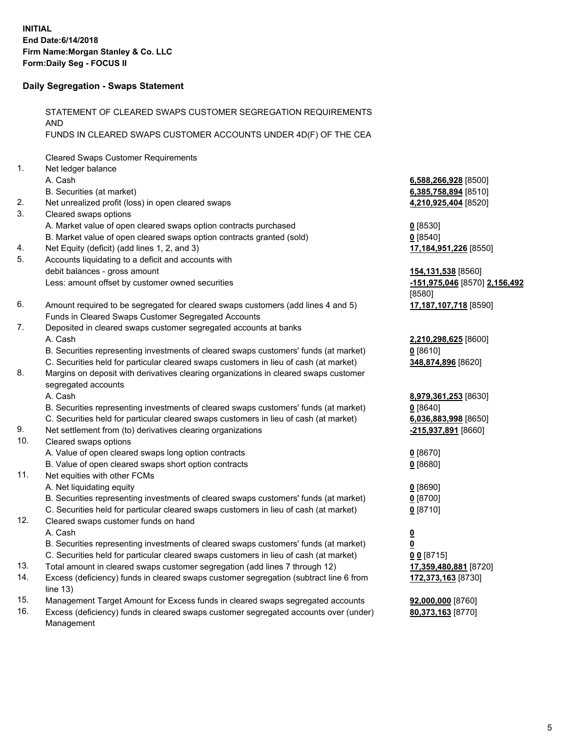**INITIAL**
**End Date:6/14/2018**
**Firm Name:Morgan Stanley & Co. LLC**
**Form:Daily Seg - FOCUS II**

## Daily Segregation - Swaps Statement

STATEMENT OF CLEARED SWAPS CUSTOMER SEGREGATION REQUIREMENTS AND FUNDS IN CLEARED SWAPS CUSTOMER ACCOUNTS UNDER 4D(F) OF THE CEA

| | | |
|---|---|---|
| | Cleared Swaps Customer Requirements | |
| 1. | Net ledger balance | |
| | A. Cash | **6,588,266,928** [8500] |
| | B. Securities (at market) | **6,385,758,894** [8510] |
| 2. | Net unrealized profit (loss) in open cleared swaps | **4,210,925,404** [8520] |
| 3. | Cleared swaps options | |
| | A. Market value of open cleared swaps option contracts purchased | **0** [8530] |
| | B. Market value of open cleared swaps option contracts granted (sold) | **0** [8540] |
| 4. | Net Equity (deficit) (add lines 1, 2, and 3) | **17,184,951,226** [8550] |
| 5. | Accounts liquidating to a deficit and accounts with debit balances - gross amount | **154,131,538** [8560] |
| | Less: amount offset by customer owned securities | **-151,975,046** [8570] **2,156,492** [8580] |
| 6. | Amount required to be segregated for cleared swaps customers (add lines 4 and 5) | **17,187,107,718** [8590] |
| | Funds in Cleared Swaps Customer Segregated Accounts | |
| 7. | Deposited in cleared swaps customer segregated accounts at banks | |
| | A. Cash | **2,210,298,625** [8600] |
| | B. Securities representing investments of cleared swaps customers' funds (at market) | **0** [8610] |
| | C. Securities held for particular cleared swaps customers in lieu of cash (at market) | **348,874,896** [8620] |
| 8. | Margins on deposit with derivatives clearing organizations in cleared swaps customer segregated accounts | |
| | A. Cash | **8,979,361,253** [8630] |
| | B. Securities representing investments of cleared swaps customers' funds (at market) | **0** [8640] |
| | C. Securities held for particular cleared swaps customers in lieu of cash (at market) | **6,036,883,998** [8650] |
| 9. | Net settlement from (to) derivatives clearing organizations | **-215,937,891** [8660] |
| 10. | Cleared swaps options | |
| | A. Value of open cleared swaps long option contracts | **0** [8670] |
| | B. Value of open cleared swaps short option contracts | **0** [8680] |
| 11. | Net equities with other FCMs | |
| | A. Net liquidating equity | **0** [8690] |
| | B. Securities representing investments of cleared swaps customers' funds (at market) | **0** [8700] |
| | C. Securities held for particular cleared swaps customers in lieu of cash (at market) | **0** [8710] |
| 12. | Cleared swaps customer funds on hand | |
| | A. Cash | **0** |
| | B. Securities representing investments of cleared swaps customers' funds (at market) | **0** |
| | C. Securities held for particular cleared swaps customers in lieu of cash (at market) | **0** **0** [8715] |
| 13. | Total amount in cleared swaps customer segregation (add lines 7 through 12) | **17,359,480,881** [8720] |
| 14. | Excess (deficiency) funds in cleared swaps customer segregation (subtract line 6 from line 13) | **172,373,163** [8730] |
| 15. | Management Target Amount for Excess funds in cleared swaps segregated accounts | **92,000,000** [8760] |
| 16. | Excess (deficiency) funds in cleared swaps customer segregated accounts over (under) Management | **80,373,163** [8770] |